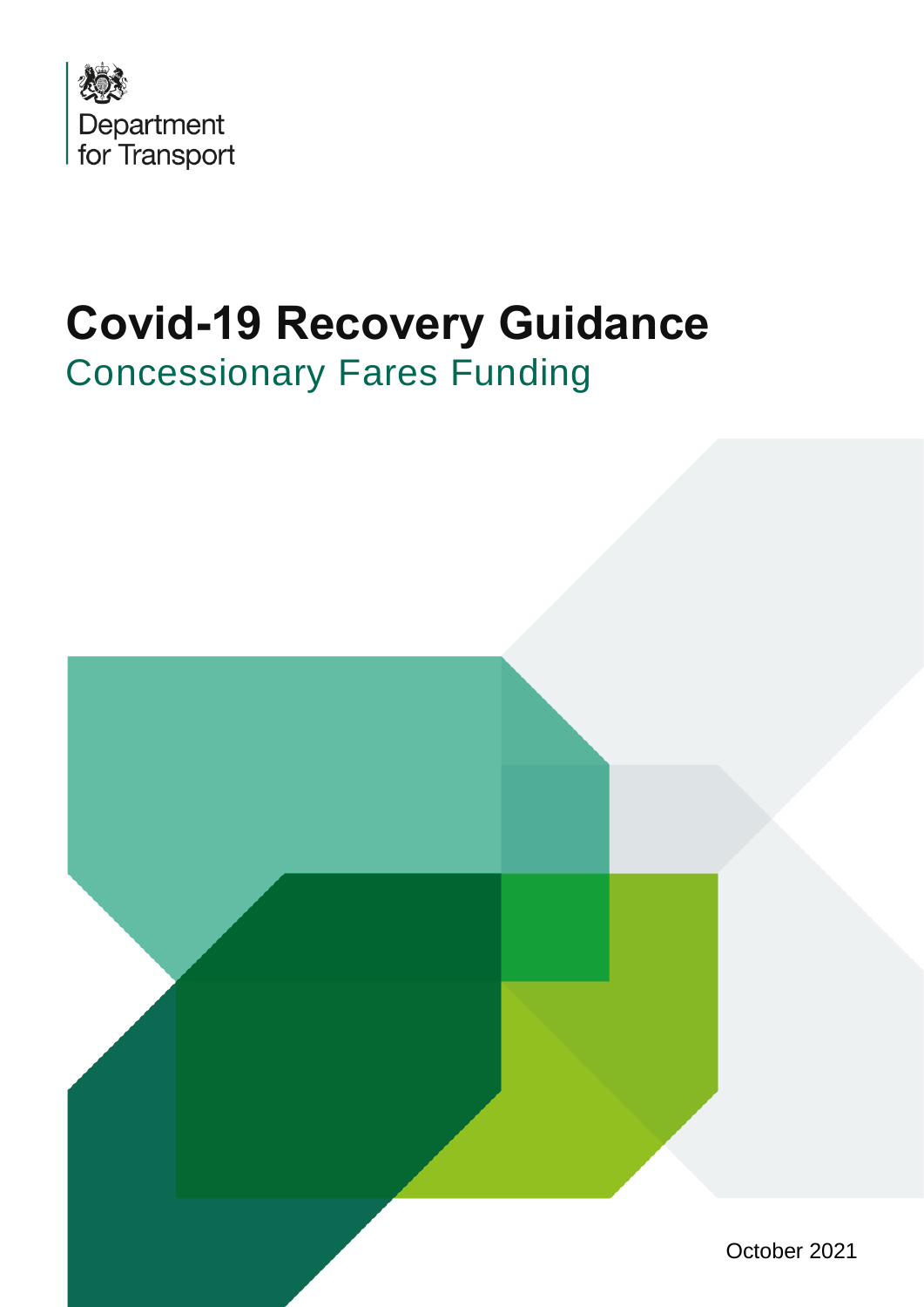Department for Transport

# Covid-19 Recovery Guidance

## Concessionary Fares Funding

October 2021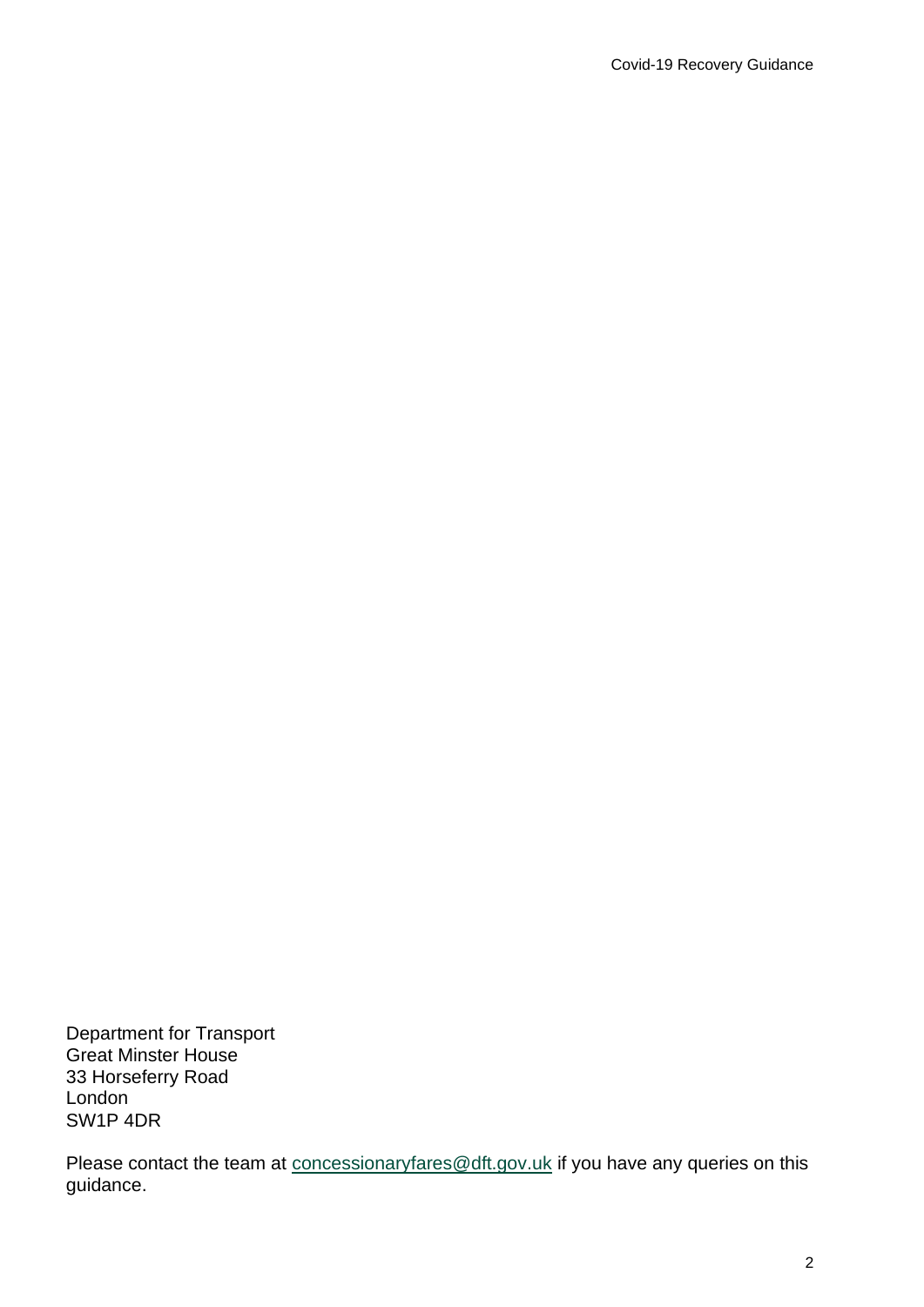Department for Transport
Great Minster House
33 Horseferry Road
London
SW1P 4DR

Please contact the team at concessionaryfares@dft.gov.uk if you have any queries on this guidance.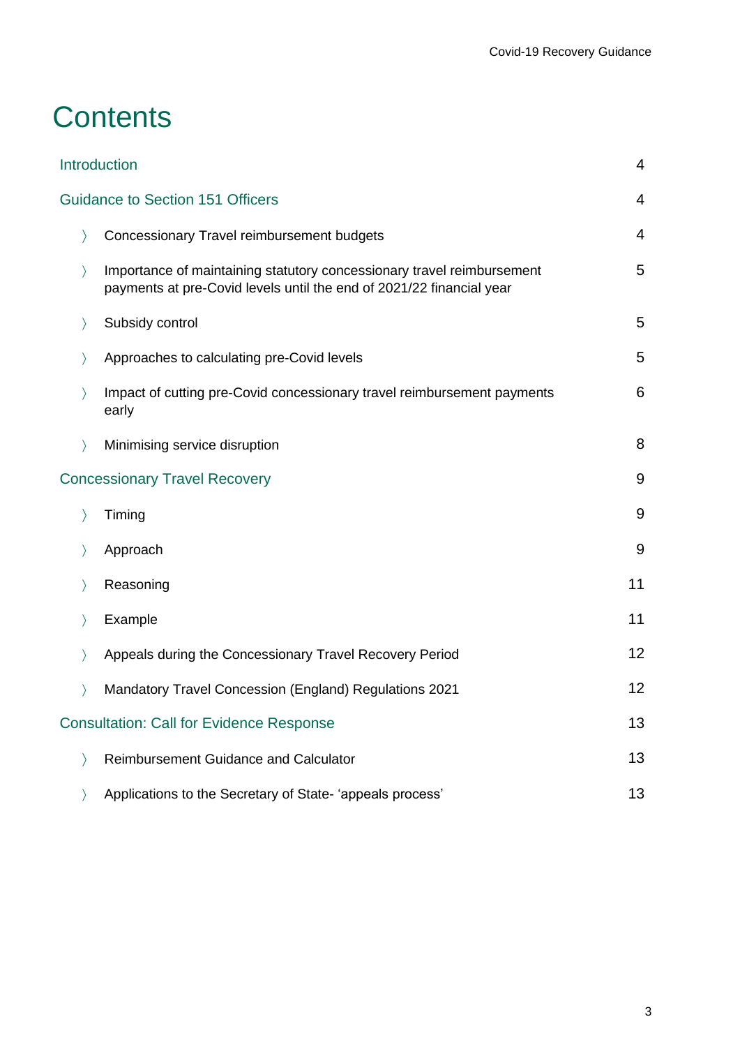# Contents

| | |
|---|---|
| Introduction | 4 |
| Guidance to Section 151 Officers | 4 |
| 〉 Concessionary Travel reimbursement budgets | 4 |
| 〉 Importance of maintaining statutory concessionary travel reimbursement payments at pre-Covid levels until the end of 2021/22 financial year | 5 |
| 〉 Subsidy control | 5 |
| 〉 Approaches to calculating pre-Covid levels | 5 |
| 〉 Impact of cutting pre-Covid concessionary travel reimbursement payments early | 6 |
| 〉 Minimising service disruption | 8 |
| Concessionary Travel Recovery | 9 |
| 〉 Timing | 9 |
| 〉 Approach | 9 |
| 〉 Reasoning | 11 |
| 〉 Example | 11 |
| 〉 Appeals during the Concessionary Travel Recovery Period | 12 |
| 〉 Mandatory Travel Concession (England) Regulations 2021 | 12 |
| Consultation: Call for Evidence Response | 13 |
| 〉 Reimbursement Guidance and Calculator | 13 |
| 〉 Applications to the Secretary of State- 'appeals process' | 13 |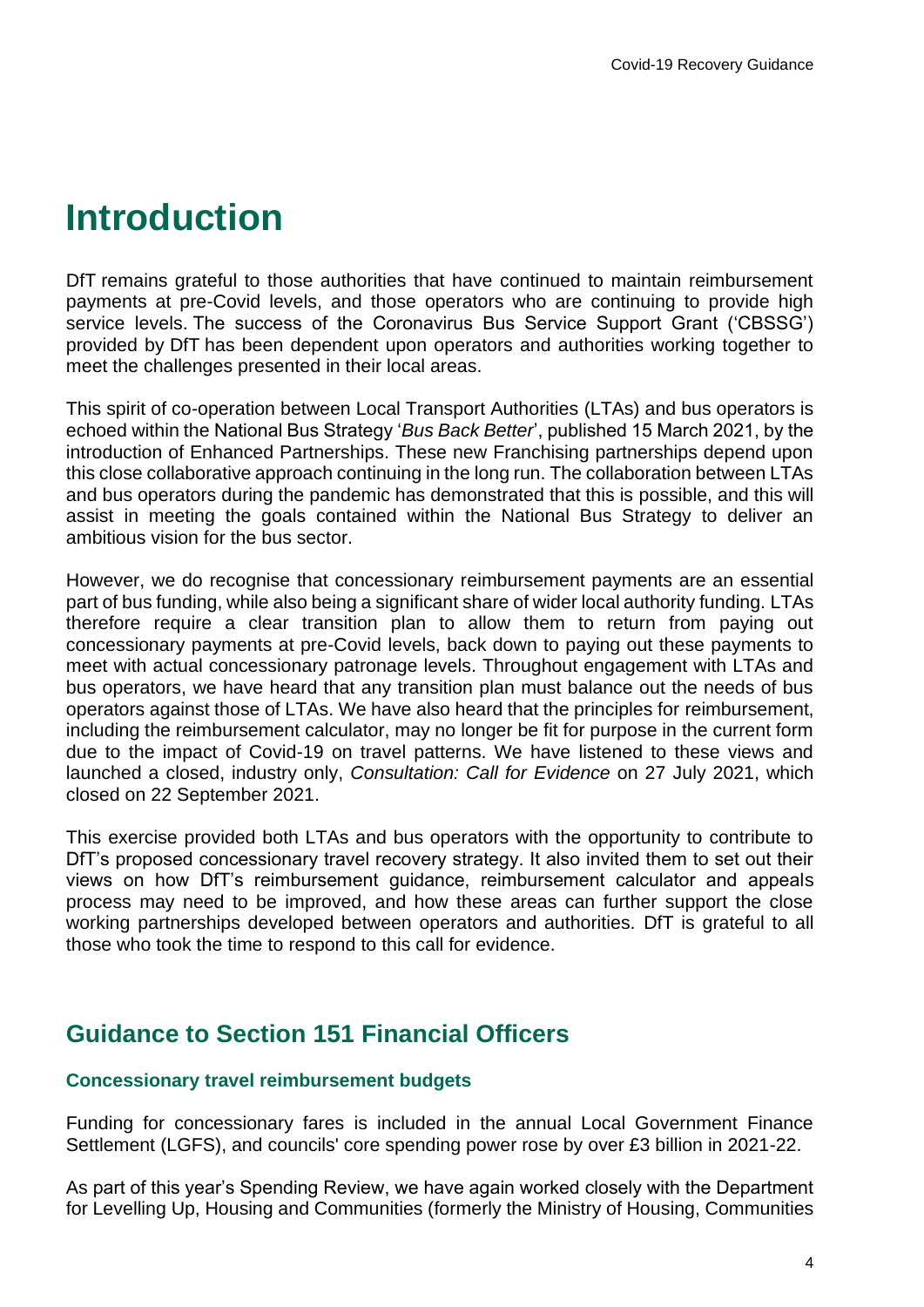# Introduction

DfT remains grateful to those authorities that have continued to maintain reimbursement payments at pre-Covid levels, and those operators who are continuing to provide high service levels. The success of the Coronavirus Bus Service Support Grant ('CBSSG') provided by DfT has been dependent upon operators and authorities working together to meet the challenges presented in their local areas.

This spirit of co-operation between Local Transport Authorities (LTAs) and bus operators is echoed within the National Bus Strategy '*Bus Back Better*', published 15 March 2021, by the introduction of Enhanced Partnerships. These new Franchising partnerships depend upon this close collaborative approach continuing in the long run. The collaboration between LTAs and bus operators during the pandemic has demonstrated that this is possible, and this will assist in meeting the goals contained within the National Bus Strategy to deliver an ambitious vision for the bus sector.

However, we do recognise that concessionary reimbursement payments are an essential part of bus funding, while also being a significant share of wider local authority funding. LTAs therefore require a clear transition plan to allow them to return from paying out concessionary payments at pre-Covid levels, back down to paying out these payments to meet with actual concessionary patronage levels. Throughout engagement with LTAs and bus operators, we have heard that any transition plan must balance out the needs of bus operators against those of LTAs. We have also heard that the principles for reimbursement, including the reimbursement calculator, may no longer be fit for purpose in the current form due to the impact of Covid-19 on travel patterns. We have listened to these views and launched a closed, industry only, *Consultation: Call for Evidence* on 27 July 2021, which closed on 22 September 2021.

This exercise provided both LTAs and bus operators with the opportunity to contribute to DfT's proposed concessionary travel recovery strategy. It also invited them to set out their views on how DfT's reimbursement guidance, reimbursement calculator and appeals process may need to be improved, and how these areas can further support the close working partnerships developed between operators and authorities. DfT is grateful to all those who took the time to respond to this call for evidence.

## Guidance to Section 151 Financial Officers

### Concessionary travel reimbursement budgets

Funding for concessionary fares is included in the annual Local Government Finance Settlement (LGFS), and councils' core spending power rose by over £3 billion in 2021-22.

As part of this year's Spending Review, we have again worked closely with the Department for Levelling Up, Housing and Communities (formerly the Ministry of Housing, Communities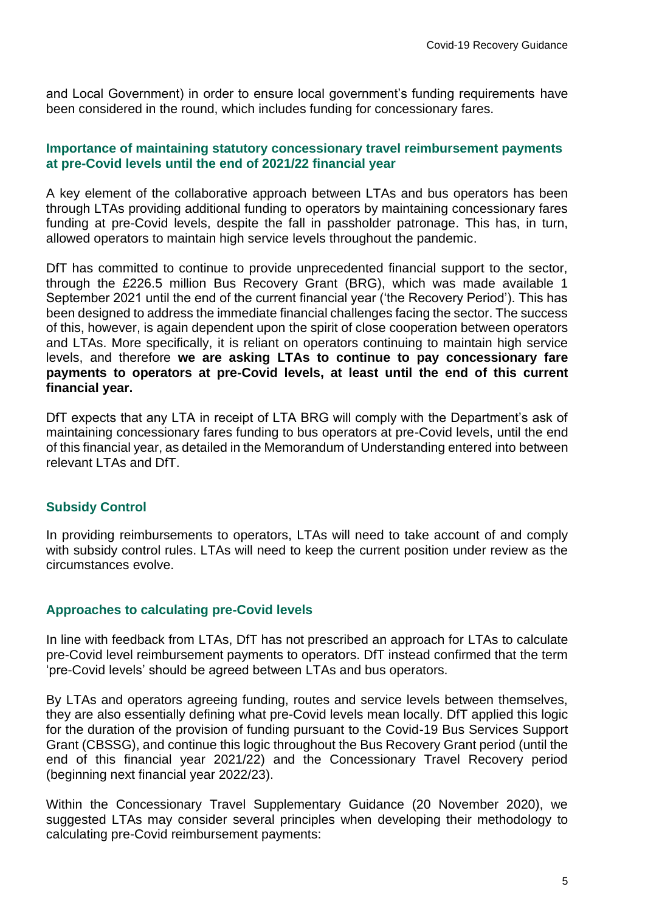and Local Government) in order to ensure local government's funding requirements have been considered in the round, which includes funding for concessionary fares.

### Importance of maintaining statutory concessionary travel reimbursement payments at pre-Covid levels until the end of 2021/22 financial year

A key element of the collaborative approach between LTAs and bus operators has been through LTAs providing additional funding to operators by maintaining concessionary fares funding at pre-Covid levels, despite the fall in passholder patronage. This has, in turn, allowed operators to maintain high service levels throughout the pandemic.

DfT has committed to continue to provide unprecedented financial support to the sector, through the £226.5 million Bus Recovery Grant (BRG), which was made available 1 September 2021 until the end of the current financial year ('the Recovery Period'). This has been designed to address the immediate financial challenges facing the sector. The success of this, however, is again dependent upon the spirit of close cooperation between operators and LTAs. More specifically, it is reliant on operators continuing to maintain high service levels, and therefore **we are asking LTAs to continue to pay concessionary fare payments to operators at pre-Covid levels, at least until the end of this current financial year.**

DfT expects that any LTA in receipt of LTA BRG will comply with the Department's ask of maintaining concessionary fares funding to bus operators at pre-Covid levels, until the end of this financial year, as detailed in the Memorandum of Understanding entered into between relevant LTAs and DfT.

### Subsidy Control

In providing reimbursements to operators, LTAs will need to take account of and comply with subsidy control rules. LTAs will need to keep the current position under review as the circumstances evolve.

### Approaches to calculating pre-Covid levels

In line with feedback from LTAs, DfT has not prescribed an approach for LTAs to calculate pre-Covid level reimbursement payments to operators. DfT instead confirmed that the term 'pre-Covid levels' should be agreed between LTAs and bus operators.

By LTAs and operators agreeing funding, routes and service levels between themselves, they are also essentially defining what pre-Covid levels mean locally. DfT applied this logic for the duration of the provision of funding pursuant to the Covid-19 Bus Services Support Grant (CBSSG), and continue this logic throughout the Bus Recovery Grant period (until the end of this financial year 2021/22) and the Concessionary Travel Recovery period (beginning next financial year 2022/23).

Within the Concessionary Travel Supplementary Guidance (20 November 2020), we suggested LTAs may consider several principles when developing their methodology to calculating pre-Covid reimbursement payments: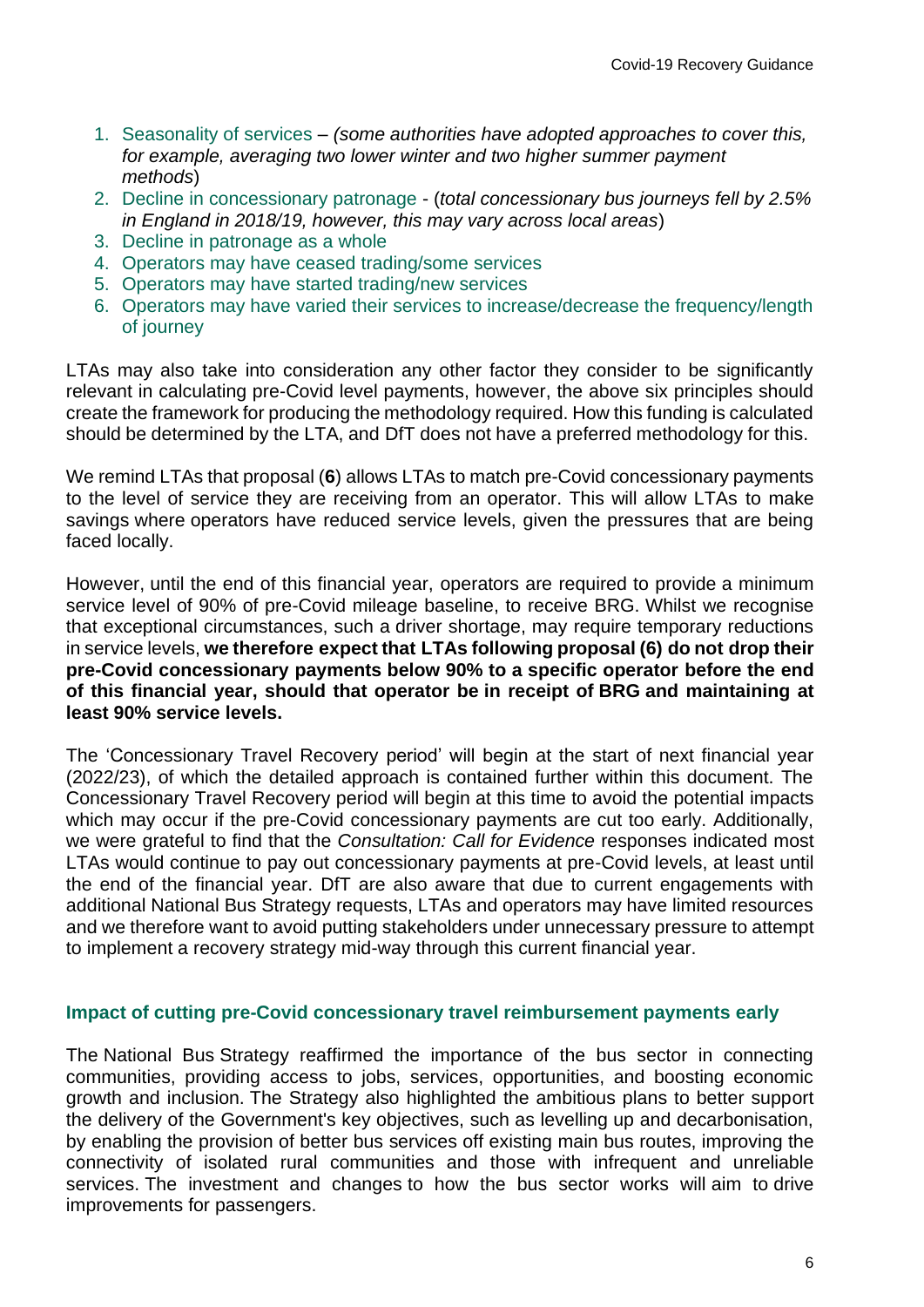1. Seasonality of services – *(some authorities have adopted approaches to cover this, for example, averaging two lower winter and two higher summer payment methods*)
2. Decline in concessionary patronage - (*total concessionary bus journeys fell by 2.5% in England in 2018/19, however, this may vary across local areas*)
3. Decline in patronage as a whole
4. Operators may have ceased trading/some services
5. Operators may have started trading/new services
6. Operators may have varied their services to increase/decrease the frequency/length of journey

LTAs may also take into consideration any other factor they consider to be significantly relevant in calculating pre-Covid level payments, however, the above six principles should create the framework for producing the methodology required. How this funding is calculated should be determined by the LTA, and DfT does not have a preferred methodology for this.

We remind LTAs that proposal (**6**) allows LTAs to match pre-Covid concessionary payments to the level of service they are receiving from an operator. This will allow LTAs to make savings where operators have reduced service levels, given the pressures that are being faced locally.

However, until the end of this financial year, operators are required to provide a minimum service level of 90% of pre-Covid mileage baseline, to receive BRG. Whilst we recognise that exceptional circumstances, such a driver shortage, may require temporary reductions in service levels, **we therefore expect that LTAs following proposal (6) do not drop their pre-Covid concessionary payments below 90% to a specific operator before the end of this financial year, should that operator be in receipt of BRG and maintaining at least 90% service levels.**

The 'Concessionary Travel Recovery period' will begin at the start of next financial year (2022/23), of which the detailed approach is contained further within this document. The Concessionary Travel Recovery period will begin at this time to avoid the potential impacts which may occur if the pre-Covid concessionary payments are cut too early. Additionally, we were grateful to find that the *Consultation: Call for Evidence* responses indicated most LTAs would continue to pay out concessionary payments at pre-Covid levels, at least until the end of the financial year. DfT are also aware that due to current engagements with additional National Bus Strategy requests, LTAs and operators may have limited resources and we therefore want to avoid putting stakeholders under unnecessary pressure to attempt to implement a recovery strategy mid-way through this current financial year.

### Impact of cutting pre-Covid concessionary travel reimbursement payments early

The National Bus Strategy reaffirmed the importance of the bus sector in connecting communities, providing access to jobs, services, opportunities, and boosting economic growth and inclusion. The Strategy also highlighted the ambitious plans to better support the delivery of the Government's key objectives, such as levelling up and decarbonisation, by enabling the provision of better bus services off existing main bus routes, improving the connectivity of isolated rural communities and those with infrequent and unreliable services. The investment and changes to how the bus sector works will aim to drive improvements for passengers.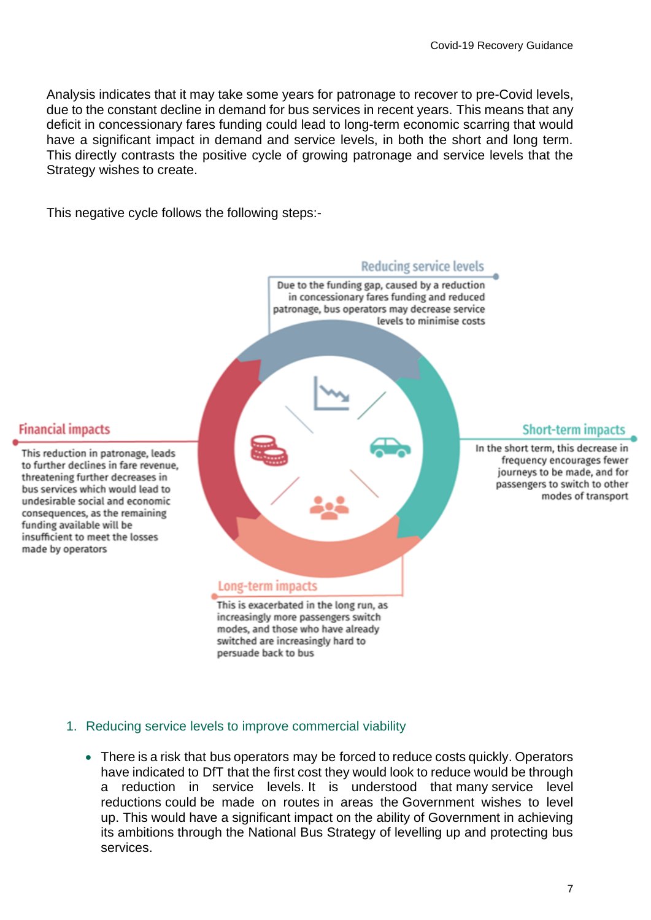Analysis indicates that it may take some years for patronage to recover to pre-Covid levels, due to the constant decline in demand for bus services in recent years. This means that any deficit in concessionary fares funding could lead to long-term economic scarring that would have a significant impact in demand and service levels, in both the short and long term. This directly contrasts the positive cycle of growing patronage and service levels that the Strategy wishes to create.

This negative cycle follows the following steps:-

Reducing service levels

Due to the funding gap, caused by a reduction in concessionary fares funding and reduced patronage, bus operators may decrease service levels to minimise costs

Short-term impacts

In the short term, this decrease in frequency encourages fewer journeys to be made, and for passengers to switch to other modes of transport

Long-term impacts

This is exacerbated in the long run, as increasingly more passengers switch modes, and those who have already switched are increasingly hard to persuade back to bus

Financial impacts

This reduction in patronage, leads to further declines in fare revenue, threatening further decreases in bus services which would lead to undesirable social and economic consequences, as the remaining funding available will be insufficient to meet the losses made by operators

1. Reducing service levels to improve commercial viability

- There is a risk that bus operators may be forced to reduce costs quickly. Operators have indicated to DfT that the first cost they would look to reduce would be through a reduction in service levels. It is understood that many service level reductions could be made on routes in areas the Government wishes to level up. This would have a significant impact on the ability of Government in achieving its ambitions through the National Bus Strategy of levelling up and protecting bus services.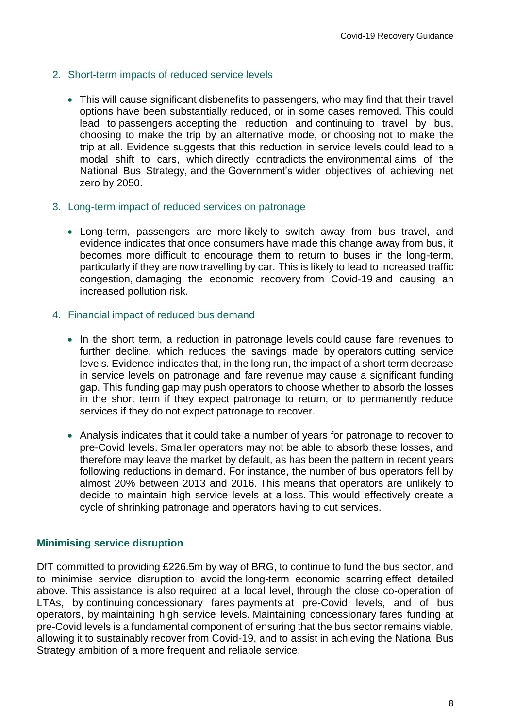2. Short-term impacts of reduced service levels

    - This will cause significant disbenefits to passengers, who may find that their travel options have been substantially reduced, or in some cases removed. This could lead to passengers accepting the reduction and continuing to travel by bus, choosing to make the trip by an alternative mode, or choosing not to make the trip at all. Evidence suggests that this reduction in service levels could lead to a modal shift to cars, which directly contradicts the environmental aims of the National Bus Strategy, and the Government's wider objectives of achieving net zero by 2050.

3. Long-term impact of reduced services on patronage

    - Long-term, passengers are more likely to switch away from bus travel, and evidence indicates that once consumers have made this change away from bus, it becomes more difficult to encourage them to return to buses in the long-term, particularly if they are now travelling by car. This is likely to lead to increased traffic congestion, damaging the economic recovery from Covid-19 and causing an increased pollution risk.

4. Financial impact of reduced bus demand

    - In the short term, a reduction in patronage levels could cause fare revenues to further decline, which reduces the savings made by operators cutting service levels. Evidence indicates that, in the long run, the impact of a short term decrease in service levels on patronage and fare revenue may cause a significant funding gap. This funding gap may push operators to choose whether to absorb the losses in the short term if they expect patronage to return, or to permanently reduce services if they do not expect patronage to recover.

    - Analysis indicates that it could take a number of years for patronage to recover to pre-Covid levels. Smaller operators may not be able to absorb these losses, and therefore may leave the market by default, as has been the pattern in recent years following reductions in demand. For instance, the number of bus operators fell by almost 20% between 2013 and 2016. This means that operators are unlikely to decide to maintain high service levels at a loss. This would effectively create a cycle of shrinking patronage and operators having to cut services.

### Minimising service disruption

DfT committed to providing £226.5m by way of BRG, to continue to fund the bus sector, and to minimise service disruption to avoid the long-term economic scarring effect detailed above. This assistance is also required at a local level, through the close co-operation of LTAs, by continuing concessionary fares payments at pre-Covid levels, and of bus operators, by maintaining high service levels. Maintaining concessionary fares funding at pre-Covid levels is a fundamental component of ensuring that the bus sector remains viable, allowing it to sustainably recover from Covid-19, and to assist in achieving the National Bus Strategy ambition of a more frequent and reliable service.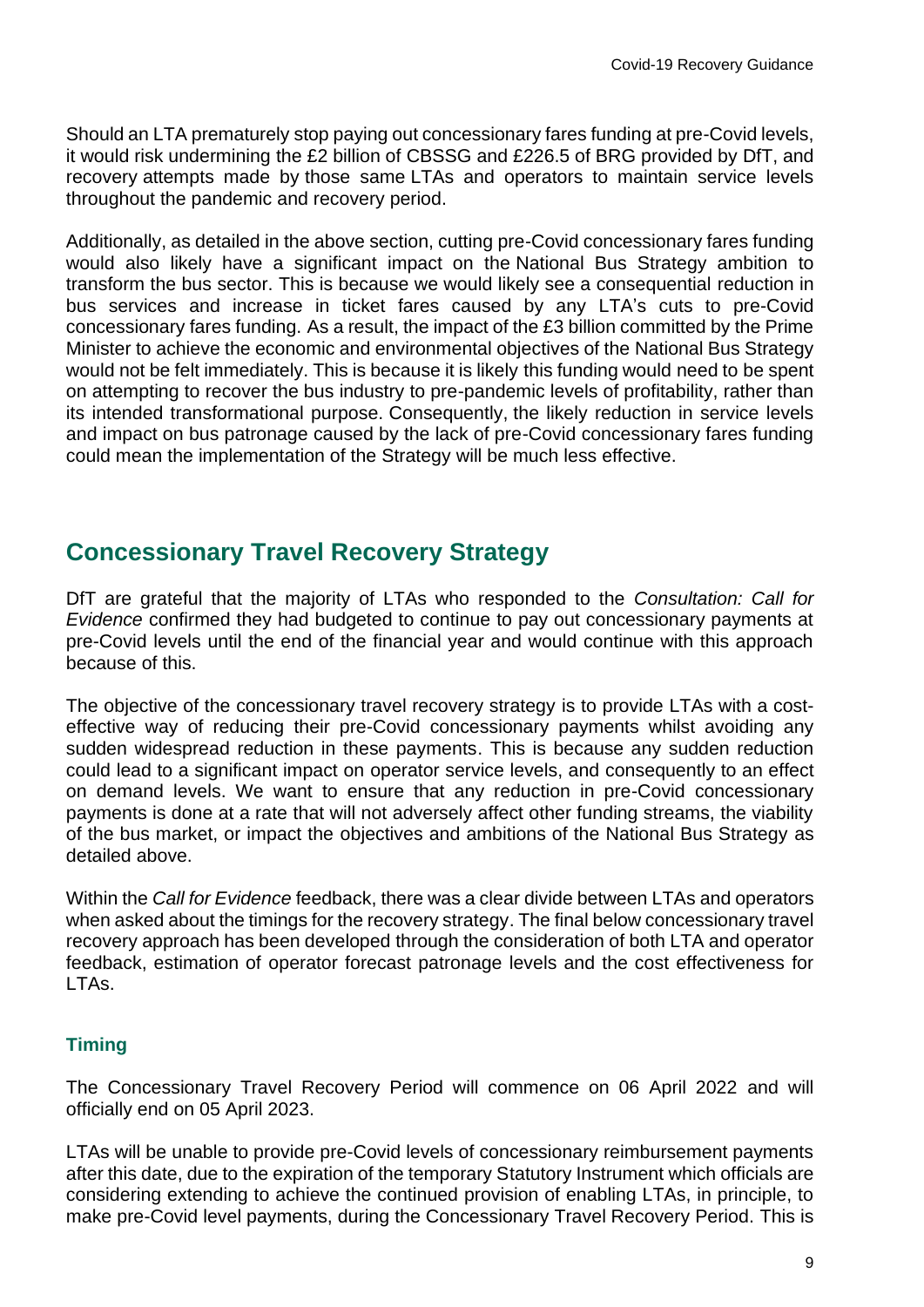Should an LTA prematurely stop paying out concessionary fares funding at pre-Covid levels, it would risk undermining the £2 billion of CBSSG and £226.5 of BRG provided by DfT, and recovery attempts made by those same LTAs and operators to maintain service levels throughout the pandemic and recovery period.

Additionally, as detailed in the above section, cutting pre-Covid concessionary fares funding would also likely have a significant impact on the National Bus Strategy ambition to transform the bus sector. This is because we would likely see a consequential reduction in bus services and increase in ticket fares caused by any LTA's cuts to pre-Covid concessionary fares funding. As a result, the impact of the £3 billion committed by the Prime Minister to achieve the economic and environmental objectives of the National Bus Strategy would not be felt immediately. This is because it is likely this funding would need to be spent on attempting to recover the bus industry to pre-pandemic levels of profitability, rather than its intended transformational purpose. Consequently, the likely reduction in service levels and impact on bus patronage caused by the lack of pre-Covid concessionary fares funding could mean the implementation of the Strategy will be much less effective.

## Concessionary Travel Recovery Strategy

DfT are grateful that the majority of LTAs who responded to the *Consultation: Call for Evidence* confirmed they had budgeted to continue to pay out concessionary payments at pre-Covid levels until the end of the financial year and would continue with this approach because of this.

The objective of the concessionary travel recovery strategy is to provide LTAs with a cost-effective way of reducing their pre-Covid concessionary payments whilst avoiding any sudden widespread reduction in these payments. This is because any sudden reduction could lead to a significant impact on operator service levels, and consequently to an effect on demand levels. We want to ensure that any reduction in pre-Covid concessionary payments is done at a rate that will not adversely affect other funding streams, the viability of the bus market, or impact the objectives and ambitions of the National Bus Strategy as detailed above.

Within the *Call for Evidence* feedback, there was a clear divide between LTAs and operators when asked about the timings for the recovery strategy. The final below concessionary travel recovery approach has been developed through the consideration of both LTA and operator feedback, estimation of operator forecast patronage levels and the cost effectiveness for LTAs.

### Timing

The Concessionary Travel Recovery Period will commence on 06 April 2022 and will officially end on 05 April 2023.

LTAs will be unable to provide pre-Covid levels of concessionary reimbursement payments after this date, due to the expiration of the temporary Statutory Instrument which officials are considering extending to achieve the continued provision of enabling LTAs, in principle, to make pre-Covid level payments, during the Concessionary Travel Recovery Period. This is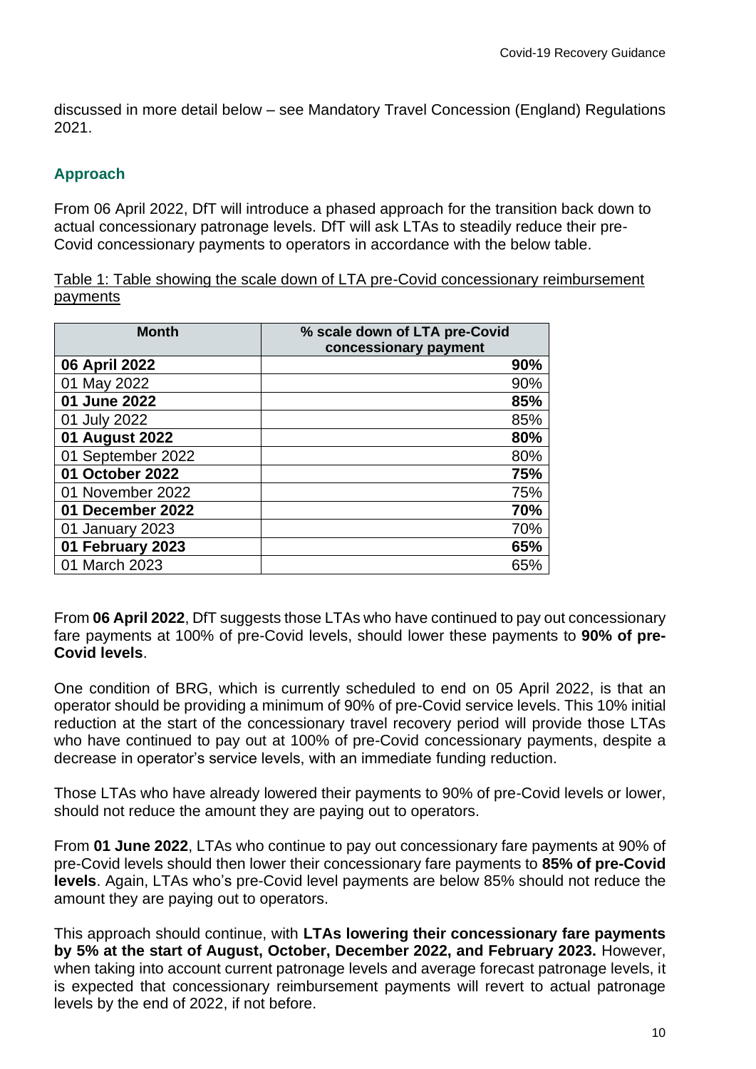discussed in more detail below – see Mandatory Travel Concession (England) Regulations 2021.

## Approach

From 06 April 2022, DfT will introduce a phased approach for the transition back down to actual concessionary patronage levels. DfT will ask LTAs to steadily reduce their pre-Covid concessionary payments to operators in accordance with the below table.

Table 1: Table showing the scale down of LTA pre-Covid concessionary reimbursement payments

| Month | % scale down of LTA pre-Covid concessionary payment |
|---|---|
| **06 April 2022** | **90%** |
| 01 May 2022 | 90% |
| **01 June 2022** | **85%** |
| 01 July 2022 | 85% |
| **01 August 2022** | **80%** |
| 01 September 2022 | 80% |
| **01 October 2022** | **75%** |
| 01 November 2022 | 75% |
| **01 December 2022** | **70%** |
| 01 January 2023 | 70% |
| **01 February 2023** | **65%** |
| 01 March 2023 | 65% |

From **06 April 2022**, DfT suggests those LTAs who have continued to pay out concessionary fare payments at 100% of pre-Covid levels, should lower these payments to **90% of pre-Covid levels**.

One condition of BRG, which is currently scheduled to end on 05 April 2022, is that an operator should be providing a minimum of 90% of pre-Covid service levels. This 10% initial reduction at the start of the concessionary travel recovery period will provide those LTAs who have continued to pay out at 100% of pre-Covid concessionary payments, despite a decrease in operator's service levels, with an immediate funding reduction.

Those LTAs who have already lowered their payments to 90% of pre-Covid levels or lower, should not reduce the amount they are paying out to operators.

From **01 June 2022**, LTAs who continue to pay out concessionary fare payments at 90% of pre-Covid levels should then lower their concessionary fare payments to **85% of pre-Covid levels**. Again, LTAs who's pre-Covid level payments are below 85% should not reduce the amount they are paying out to operators.

This approach should continue, with **LTAs lowering their concessionary fare payments by 5% at the start of August, October, December 2022, and February 2023.** However, when taking into account current patronage levels and average forecast patronage levels, it is expected that concessionary reimbursement payments will revert to actual patronage levels by the end of 2022, if not before.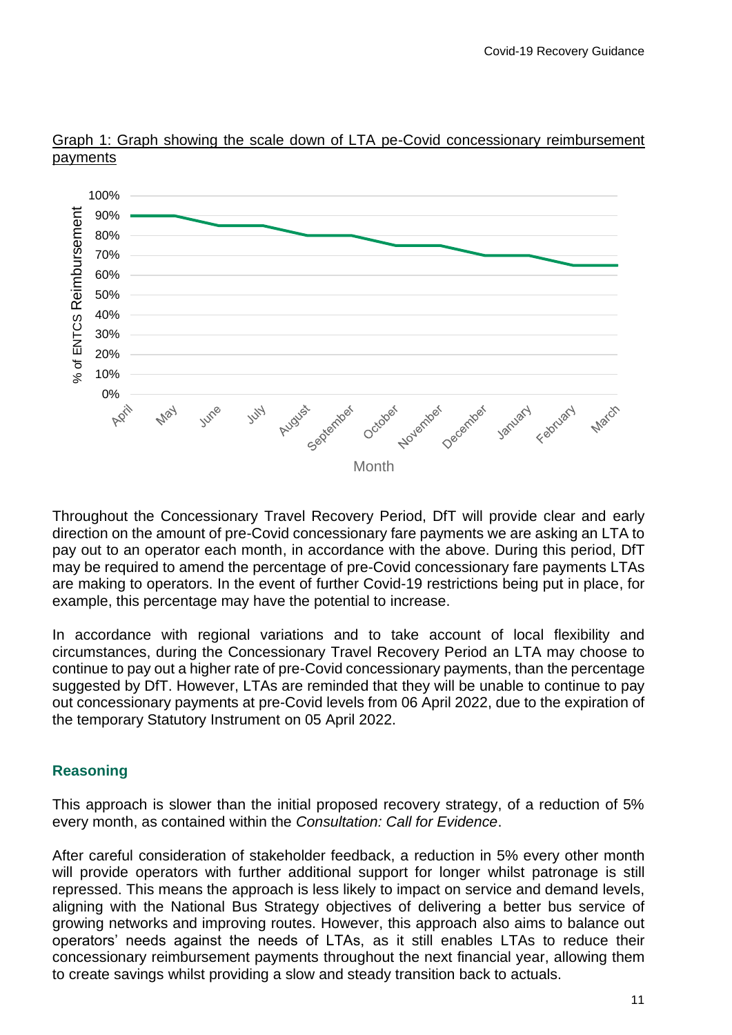Graph 1: Graph showing the scale down of LTA pe-Covid concessionary reimbursement payments

% of ENTCS Reimbursement

100%
90%
80%
70%
60%
50%
40%
30%
20%
10%
0%

April
May
June
July
August
September
October
November
December
January
February
March

Month

Throughout the Concessionary Travel Recovery Period, DfT will provide clear and early direction on the amount of pre-Covid concessionary fare payments we are asking an LTA to pay out to an operator each month, in accordance with the above. During this period, DfT may be required to amend the percentage of pre-Covid concessionary fare payments LTAs are making to operators. In the event of further Covid-19 restrictions being put in place, for example, this percentage may have the potential to increase.

In accordance with regional variations and to take account of local flexibility and circumstances, during the Concessionary Travel Recovery Period an LTA may choose to continue to pay out a higher rate of pre-Covid concessionary payments, than the percentage suggested by DfT. However, LTAs are reminded that they will be unable to continue to pay out concessionary payments at pre-Covid levels from 06 April 2022, due to the expiration of the temporary Statutory Instrument on 05 April 2022.

### Reasoning

This approach is slower than the initial proposed recovery strategy, of a reduction of 5% every month, as contained within the *Consultation: Call for Evidence*.

After careful consideration of stakeholder feedback, a reduction in 5% every other month will provide operators with further additional support for longer whilst patronage is still repressed. This means the approach is less likely to impact on service and demand levels, aligning with the National Bus Strategy objectives of delivering a better bus service of growing networks and improving routes. However, this approach also aims to balance out operators' needs against the needs of LTAs, as it still enables LTAs to reduce their concessionary reimbursement payments throughout the next financial year, allowing them to create savings whilst providing a slow and steady transition back to actuals.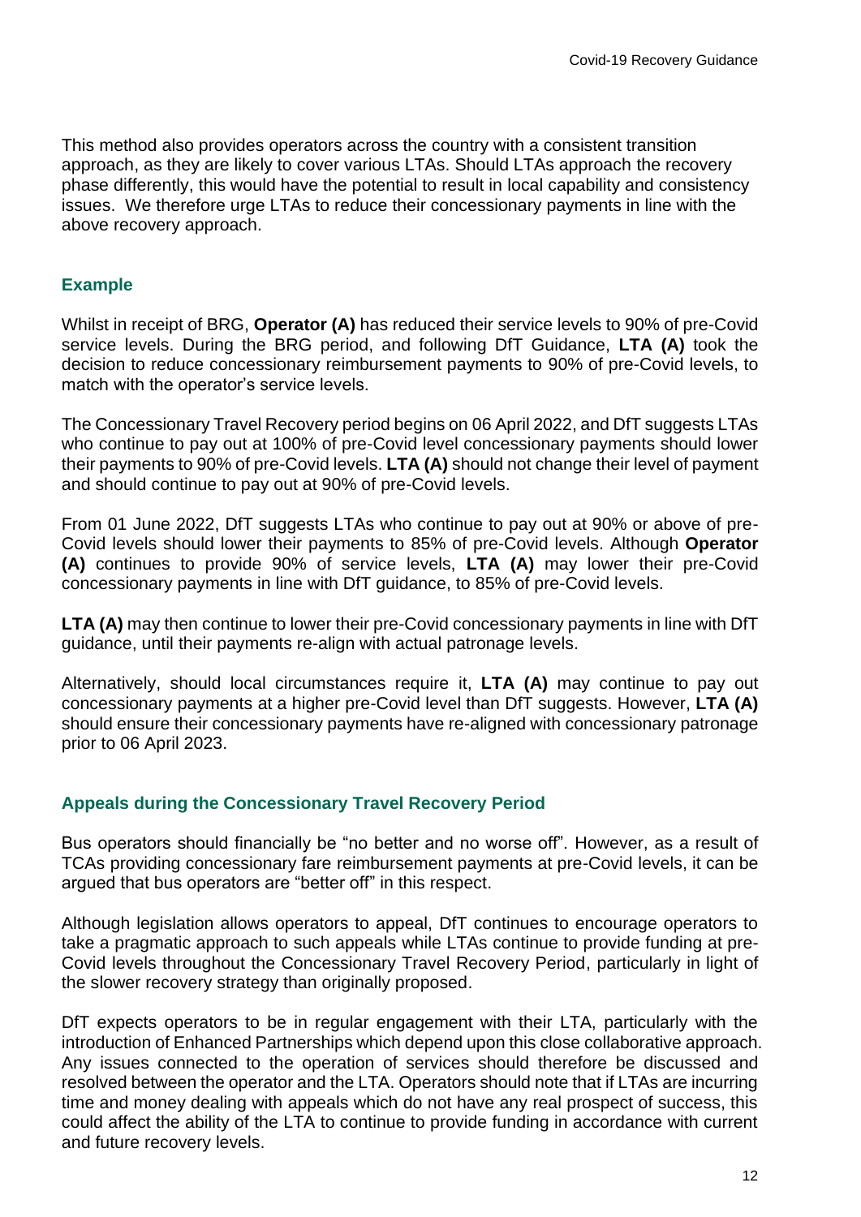This method also provides operators across the country with a consistent transition approach, as they are likely to cover various LTAs. Should LTAs approach the recovery phase differently, this would have the potential to result in local capability and consistency issues. We therefore urge LTAs to reduce their concessionary payments in line with the above recovery approach.

### Example

Whilst in receipt of BRG, **Operator (A)** has reduced their service levels to 90% of pre-Covid service levels. During the BRG period, and following DfT Guidance, **LTA (A)** took the decision to reduce concessionary reimbursement payments to 90% of pre-Covid levels, to match with the operator's service levels.

The Concessionary Travel Recovery period begins on 06 April 2022, and DfT suggests LTAs who continue to pay out at 100% of pre-Covid level concessionary payments should lower their payments to 90% of pre-Covid levels. **LTA (A)** should not change their level of payment and should continue to pay out at 90% of pre-Covid levels.

From 01 June 2022, DfT suggests LTAs who continue to pay out at 90% or above of pre-Covid levels should lower their payments to 85% of pre-Covid levels. Although **Operator (A)** continues to provide 90% of service levels, **LTA (A)** may lower their pre-Covid concessionary payments in line with DfT guidance, to 85% of pre-Covid levels.

**LTA (A)** may then continue to lower their pre-Covid concessionary payments in line with DfT guidance, until their payments re-align with actual patronage levels.

Alternatively, should local circumstances require it, **LTA (A)** may continue to pay out concessionary payments at a higher pre-Covid level than DfT suggests. However, **LTA (A)** should ensure their concessionary payments have re-aligned with concessionary patronage prior to 06 April 2023.

### Appeals during the Concessionary Travel Recovery Period

Bus operators should financially be "no better and no worse off". However, as a result of TCAs providing concessionary fare reimbursement payments at pre-Covid levels, it can be argued that bus operators are "better off" in this respect.

Although legislation allows operators to appeal, DfT continues to encourage operators to take a pragmatic approach to such appeals while LTAs continue to provide funding at pre-Covid levels throughout the Concessionary Travel Recovery Period, particularly in light of the slower recovery strategy than originally proposed.

DfT expects operators to be in regular engagement with their LTA, particularly with the introduction of Enhanced Partnerships which depend upon this close collaborative approach. Any issues connected to the operation of services should therefore be discussed and resolved between the operator and the LTA. Operators should note that if LTAs are incurring time and money dealing with appeals which do not have any real prospect of success, this could affect the ability of the LTA to continue to provide funding in accordance with current and future recovery levels.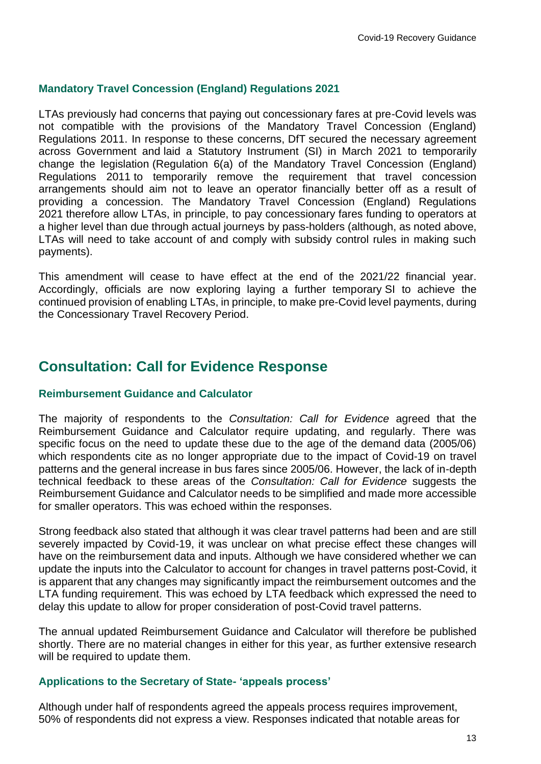### Mandatory Travel Concession (England) Regulations 2021

LTAs previously had concerns that paying out concessionary fares at pre-Covid levels was not compatible with the provisions of the Mandatory Travel Concession (England) Regulations 2011. In response to these concerns, DfT secured the necessary agreement across Government and laid a Statutory Instrument (SI) in March 2021 to temporarily change the legislation (Regulation 6(a) of the Mandatory Travel Concession (England) Regulations 2011 to temporarily remove the requirement that travel concession arrangements should aim not to leave an operator financially better off as a result of providing a concession. The Mandatory Travel Concession (England) Regulations 2021 therefore allow LTAs, in principle, to pay concessionary fares funding to operators at a higher level than due through actual journeys by pass-holders (although, as noted above, LTAs will need to take account of and comply with subsidy control rules in making such payments).

This amendment will cease to have effect at the end of the 2021/22 financial year. Accordingly, officials are now exploring laying a further temporary SI to achieve the continued provision of enabling LTAs, in principle, to make pre-Covid level payments, during the Concessionary Travel Recovery Period.

## Consultation: Call for Evidence Response

### Reimbursement Guidance and Calculator

The majority of respondents to the *Consultation: Call for Evidence* agreed that the Reimbursement Guidance and Calculator require updating, and regularly. There was specific focus on the need to update these due to the age of the demand data (2005/06) which respondents cite as no longer appropriate due to the impact of Covid-19 on travel patterns and the general increase in bus fares since 2005/06. However, the lack of in-depth technical feedback to these areas of the *Consultation: Call for Evidence* suggests the Reimbursement Guidance and Calculator needs to be simplified and made more accessible for smaller operators. This was echoed within the responses.

Strong feedback also stated that although it was clear travel patterns had been and are still severely impacted by Covid-19, it was unclear on what precise effect these changes will have on the reimbursement data and inputs. Although we have considered whether we can update the inputs into the Calculator to account for changes in travel patterns post-Covid, it is apparent that any changes may significantly impact the reimbursement outcomes and the LTA funding requirement. This was echoed by LTA feedback which expressed the need to delay this update to allow for proper consideration of post-Covid travel patterns.

The annual updated Reimbursement Guidance and Calculator will therefore be published shortly. There are no material changes in either for this year, as further extensive research will be required to update them.

### Applications to the Secretary of State- 'appeals process'

Although under half of respondents agreed the appeals process requires improvement, 50% of respondents did not express a view. Responses indicated that notable areas for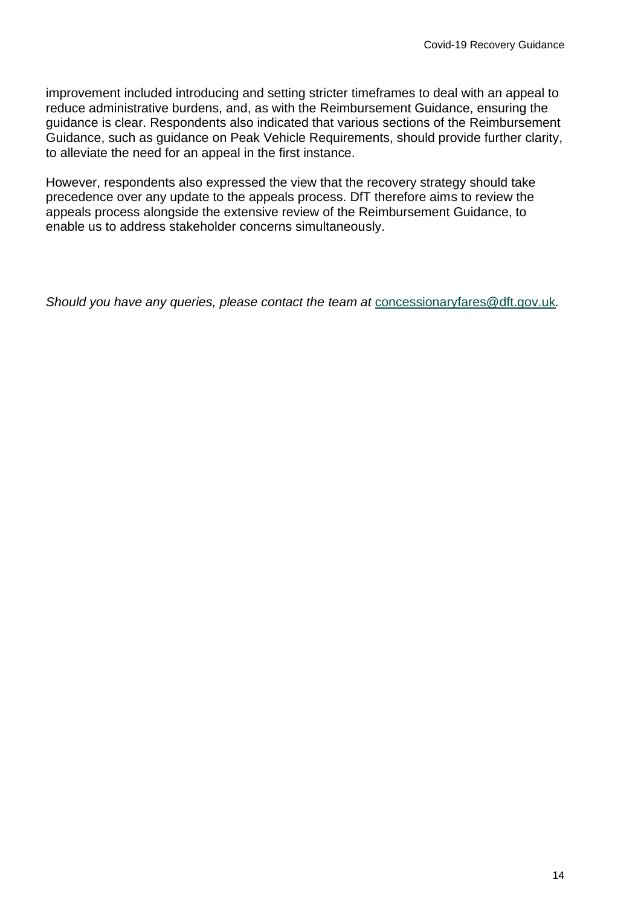improvement included introducing and setting stricter timeframes to deal with an appeal to reduce administrative burdens, and, as with the Reimbursement Guidance, ensuring the guidance is clear. Respondents also indicated that various sections of the Reimbursement Guidance, such as guidance on Peak Vehicle Requirements, should provide further clarity, to alleviate the need for an appeal in the first instance.

However, respondents also expressed the view that the recovery strategy should take precedence over any update to the appeals process. DfT therefore aims to review the appeals process alongside the extensive review of the Reimbursement Guidance, to enable us to address stakeholder concerns simultaneously.

*Should you have any queries, please contact the team at* [concessionaryfares@dft.gov.uk](mailto:concessionaryfares@dft.gov.uk)*.*